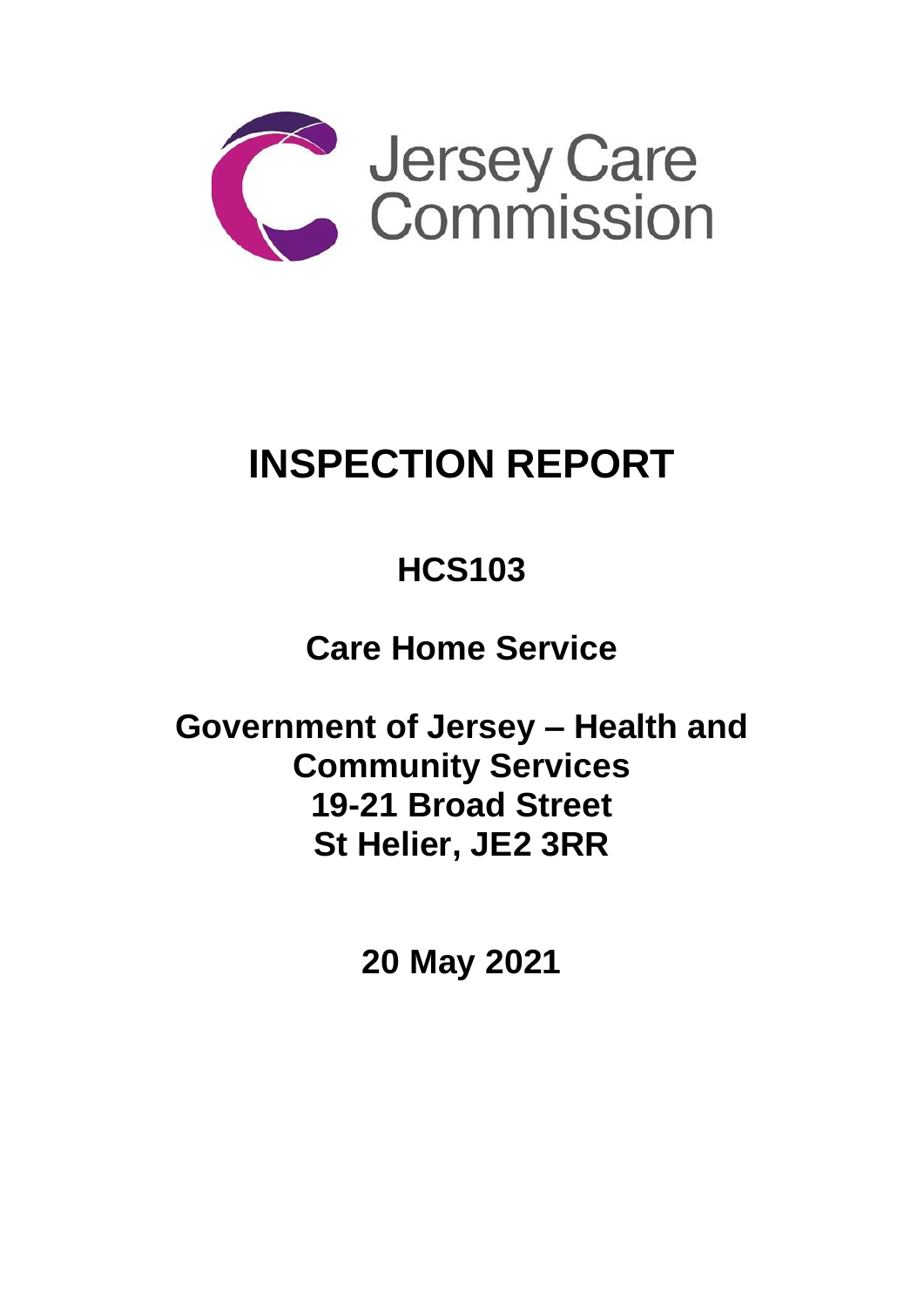Jersey Care Commission

# INSPECTION REPORT

## HCS103

## Care Home Service

## Government of Jersey – Health and Community Services
## 19-21 Broad Street
## St Helier, JE2 3RR

## 20 May 2021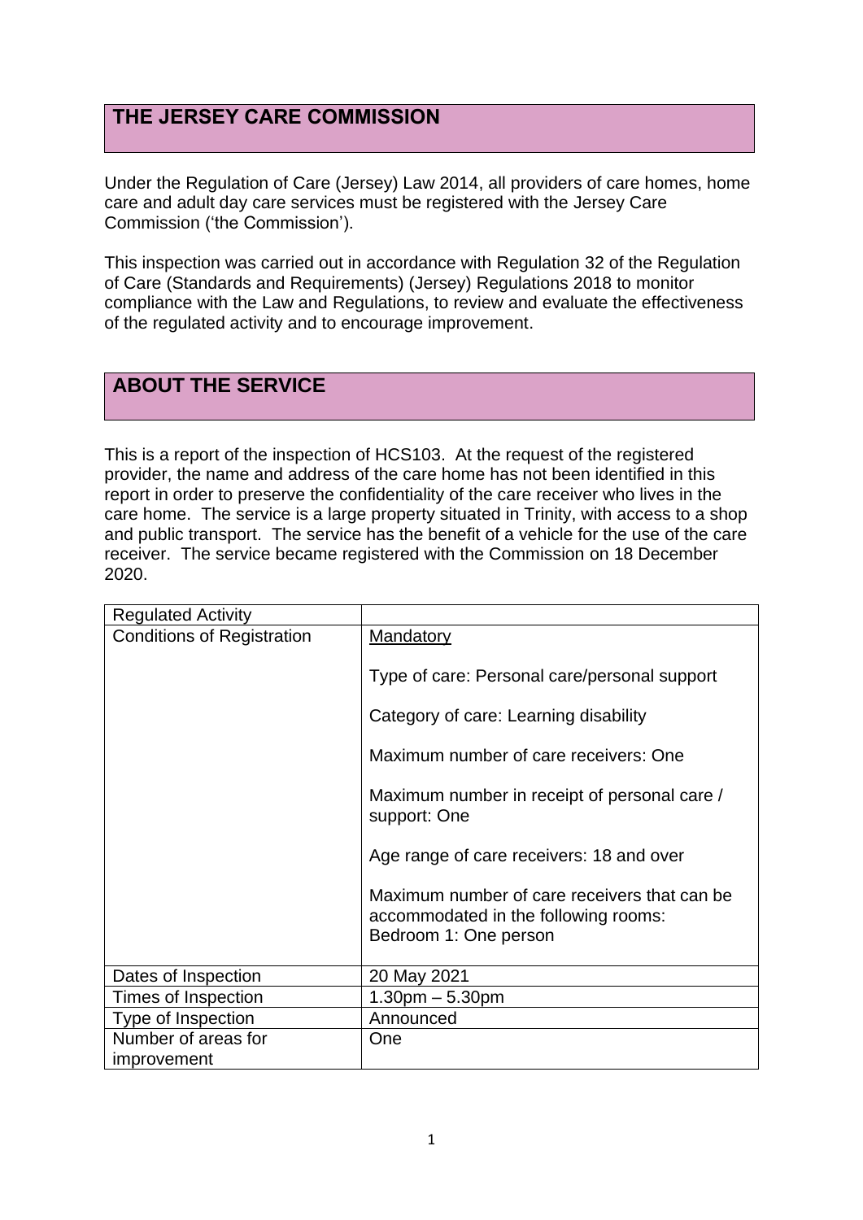# THE JERSEY CARE COMMISSION

Under the Regulation of Care (Jersey) Law 2014, all providers of care homes, home care and adult day care services must be registered with the Jersey Care Commission ('the Commission').

This inspection was carried out in accordance with Regulation 32 of the Regulation of Care (Standards and Requirements) (Jersey) Regulations 2018 to monitor compliance with the Law and Regulations, to review and evaluate the effectiveness of the regulated activity and to encourage improvement.

# ABOUT THE SERVICE

This is a report of the inspection of HCS103. At the request of the registered provider, the name and address of the care home has not been identified in this report in order to preserve the confidentiality of the care receiver who lives in the care home. The service is a large property situated in Trinity, with access to a shop and public transport. The service has the benefit of a vehicle for the use of the care receiver. The service became registered with the Commission on 18 December 2020.

| Regulated Activity | |
|---|---|
| Conditions of Registration | Mandatory<br><br>Type of care: Personal care/personal support<br><br>Category of care: Learning disability<br><br>Maximum number of care receivers: One<br><br>Maximum number in receipt of personal care / support: One<br><br>Age range of care receivers: 18 and over<br><br>Maximum number of care receivers that can be accommodated in the following rooms:<br>Bedroom 1: One person |
| Dates of Inspection | 20 May 2021 |
| Times of Inspection | 1.30pm – 5.30pm |
| Type of Inspection | Announced |
| Number of areas for improvement | One |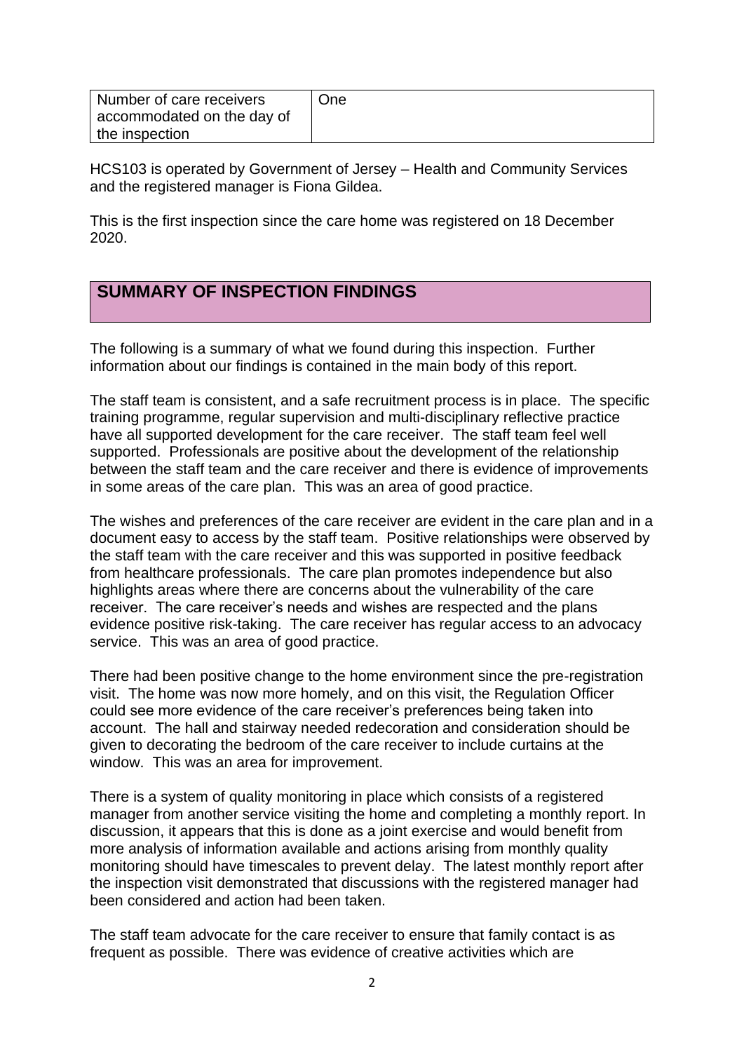| Number of care receivers accommodated on the day of the inspection | One |
|---|---|

HCS103 is operated by Government of Jersey – Health and Community Services and the registered manager is Fiona Gildea.

This is the first inspection since the care home was registered on 18 December 2020.

## SUMMARY OF INSPECTION FINDINGS

The following is a summary of what we found during this inspection. Further information about our findings is contained in the main body of this report.

The staff team is consistent, and a safe recruitment process is in place. The specific training programme, regular supervision and multi-disciplinary reflective practice have all supported development for the care receiver. The staff team feel well supported. Professionals are positive about the development of the relationship between the staff team and the care receiver and there is evidence of improvements in some areas of the care plan. This was an area of good practice.

The wishes and preferences of the care receiver are evident in the care plan and in a document easy to access by the staff team. Positive relationships were observed by the staff team with the care receiver and this was supported in positive feedback from healthcare professionals. The care plan promotes independence but also highlights areas where there are concerns about the vulnerability of the care receiver. The care receiver's needs and wishes are respected and the plans evidence positive risk-taking. The care receiver has regular access to an advocacy service. This was an area of good practice.

There had been positive change to the home environment since the pre-registration visit. The home was now more homely, and on this visit, the Regulation Officer could see more evidence of the care receiver's preferences being taken into account. The hall and stairway needed redecoration and consideration should be given to decorating the bedroom of the care receiver to include curtains at the window. This was an area for improvement.

There is a system of quality monitoring in place which consists of a registered manager from another service visiting the home and completing a monthly report. In discussion, it appears that this is done as a joint exercise and would benefit from more analysis of information available and actions arising from monthly quality monitoring should have timescales to prevent delay. The latest monthly report after the inspection visit demonstrated that discussions with the registered manager had been considered and action had been taken.

The staff team advocate for the care receiver to ensure that family contact is as frequent as possible. There was evidence of creative activities which are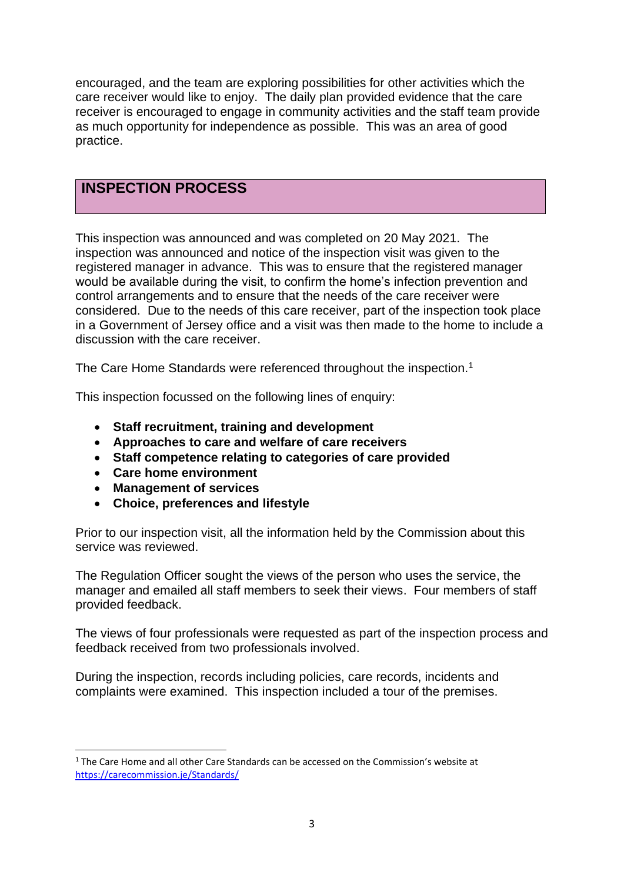encouraged, and the team are exploring possibilities for other activities which the care receiver would like to enjoy. The daily plan provided evidence that the care receiver is encouraged to engage in community activities and the staff team provide as much opportunity for independence as possible. This was an area of good practice.

## INSPECTION PROCESS

This inspection was announced and was completed on 20 May 2021. The inspection was announced and notice of the inspection visit was given to the registered manager in advance. This was to ensure that the registered manager would be available during the visit, to confirm the home's infection prevention and control arrangements and to ensure that the needs of the care receiver were considered. Due to the needs of this care receiver, part of the inspection took place in a Government of Jersey office and a visit was then made to the home to include a discussion with the care receiver.

The Care Home Standards were referenced throughout the inspection.[1]

This inspection focussed on the following lines of enquiry:

- **Staff recruitment, training and development**
- **Approaches to care and welfare of care receivers**
- **Staff competence relating to categories of care provided**
- **Care home environment**
- **Management of services**
- **Choice, preferences and lifestyle**

Prior to our inspection visit, all the information held by the Commission about this service was reviewed.

The Regulation Officer sought the views of the person who uses the service, the manager and emailed all staff members to seek their views. Four members of staff provided feedback.

The views of four professionals were requested as part of the inspection process and feedback received from two professionals involved.

During the inspection, records including policies, care records, incidents and complaints were examined. This inspection included a tour of the premises.

---

[1] The Care Home and all other Care Standards can be accessed on the Commission's website at https://carecommission.je/Standards/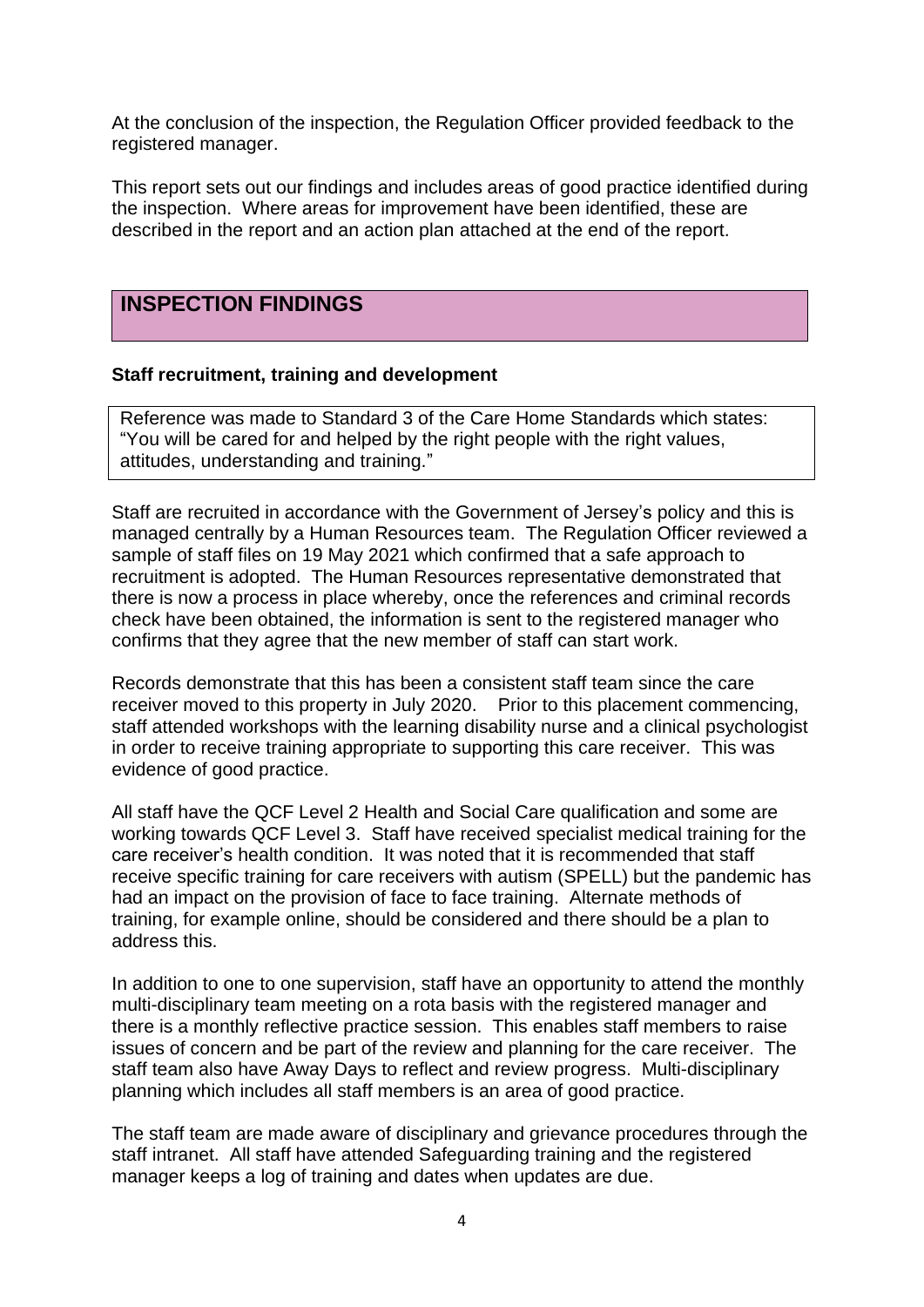At the conclusion of the inspection, the Regulation Officer provided feedback to the registered manager.

This report sets out our findings and includes areas of good practice identified during the inspection. Where areas for improvement have been identified, these are described in the report and an action plan attached at the end of the report.

## INSPECTION FINDINGS

### Staff recruitment, training and development

Reference was made to Standard 3 of the Care Home Standards which states: "You will be cared for and helped by the right people with the right values, attitudes, understanding and training."

Staff are recruited in accordance with the Government of Jersey's policy and this is managed centrally by a Human Resources team. The Regulation Officer reviewed a sample of staff files on 19 May 2021 which confirmed that a safe approach to recruitment is adopted. The Human Resources representative demonstrated that there is now a process in place whereby, once the references and criminal records check have been obtained, the information is sent to the registered manager who confirms that they agree that the new member of staff can start work.

Records demonstrate that this has been a consistent staff team since the care receiver moved to this property in July 2020. Prior to this placement commencing, staff attended workshops with the learning disability nurse and a clinical psychologist in order to receive training appropriate to supporting this care receiver. This was evidence of good practice.

All staff have the QCF Level 2 Health and Social Care qualification and some are working towards QCF Level 3. Staff have received specialist medical training for the care receiver's health condition. It was noted that it is recommended that staff receive specific training for care receivers with autism (SPELL) but the pandemic has had an impact on the provision of face to face training. Alternate methods of training, for example online, should be considered and there should be a plan to address this.

In addition to one to one supervision, staff have an opportunity to attend the monthly multi-disciplinary team meeting on a rota basis with the registered manager and there is a monthly reflective practice session. This enables staff members to raise issues of concern and be part of the review and planning for the care receiver. The staff team also have Away Days to reflect and review progress. Multi-disciplinary planning which includes all staff members is an area of good practice.

The staff team are made aware of disciplinary and grievance procedures through the staff intranet. All staff have attended Safeguarding training and the registered manager keeps a log of training and dates when updates are due.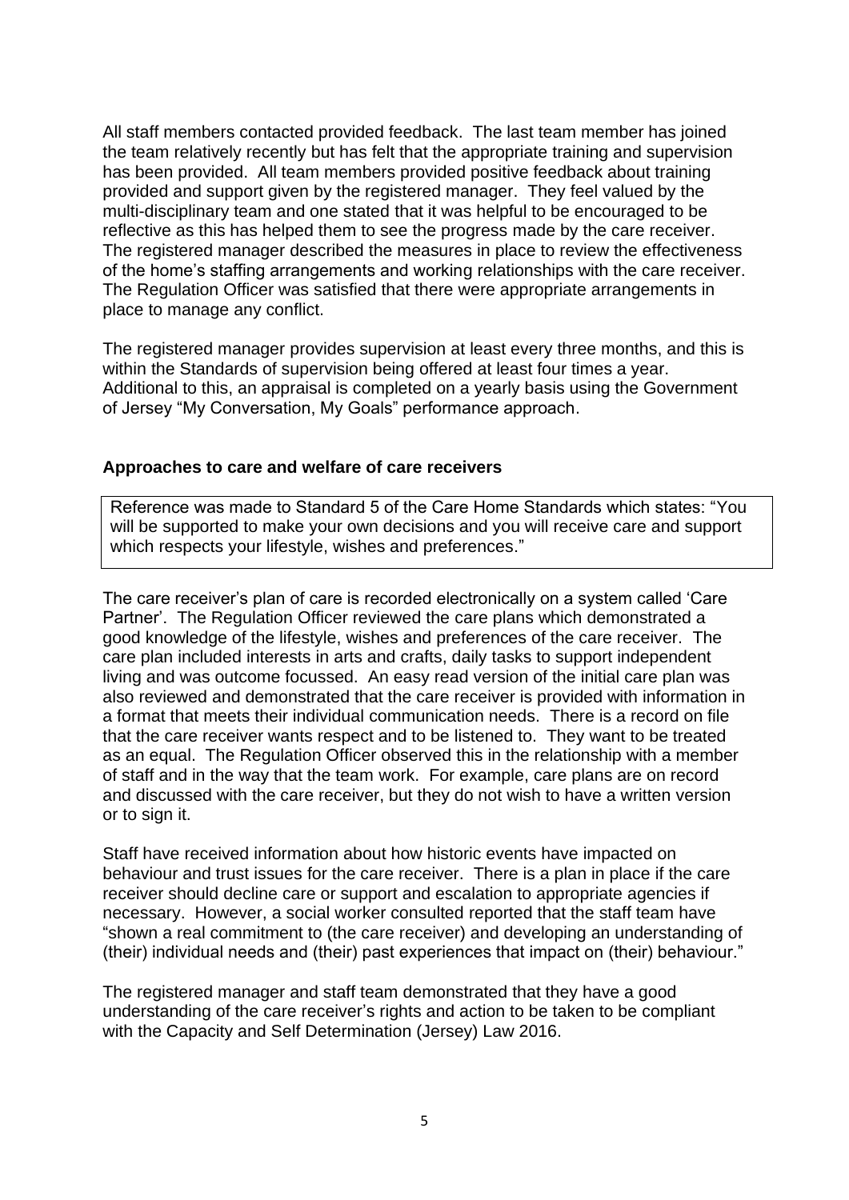All staff members contacted provided feedback. The last team member has joined the team relatively recently but has felt that the appropriate training and supervision has been provided. All team members provided positive feedback about training provided and support given by the registered manager. They feel valued by the multi-disciplinary team and one stated that it was helpful to be encouraged to be reflective as this has helped them to see the progress made by the care receiver. The registered manager described the measures in place to review the effectiveness of the home's staffing arrangements and working relationships with the care receiver. The Regulation Officer was satisfied that there were appropriate arrangements in place to manage any conflict.

The registered manager provides supervision at least every three months, and this is within the Standards of supervision being offered at least four times a year. Additional to this, an appraisal is completed on a yearly basis using the Government of Jersey "My Conversation, My Goals" performance approach.

### Approaches to care and welfare of care receivers

Reference was made to Standard 5 of the Care Home Standards which states: "You will be supported to make your own decisions and you will receive care and support which respects your lifestyle, wishes and preferences."

The care receiver's plan of care is recorded electronically on a system called 'Care Partner'. The Regulation Officer reviewed the care plans which demonstrated a good knowledge of the lifestyle, wishes and preferences of the care receiver. The care plan included interests in arts and crafts, daily tasks to support independent living and was outcome focussed. An easy read version of the initial care plan was also reviewed and demonstrated that the care receiver is provided with information in a format that meets their individual communication needs. There is a record on file that the care receiver wants respect and to be listened to. They want to be treated as an equal. The Regulation Officer observed this in the relationship with a member of staff and in the way that the team work. For example, care plans are on record and discussed with the care receiver, but they do not wish to have a written version or to sign it.

Staff have received information about how historic events have impacted on behaviour and trust issues for the care receiver. There is a plan in place if the care receiver should decline care or support and escalation to appropriate agencies if necessary. However, a social worker consulted reported that the staff team have "shown a real commitment to (the care receiver) and developing an understanding of (their) individual needs and (their) past experiences that impact on (their) behaviour."

The registered manager and staff team demonstrated that they have a good understanding of the care receiver's rights and action to be taken to be compliant with the Capacity and Self Determination (Jersey) Law 2016.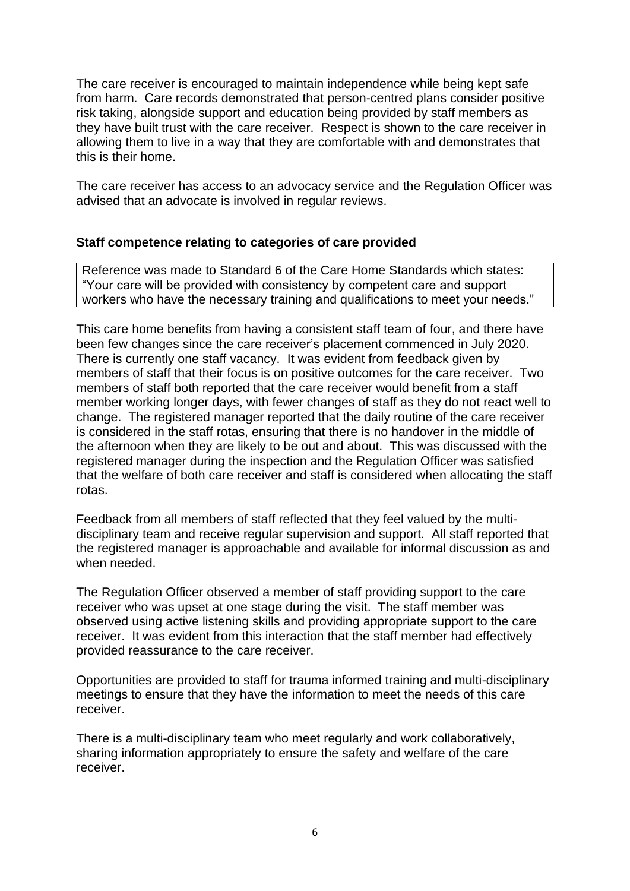The care receiver is encouraged to maintain independence while being kept safe from harm. Care records demonstrated that person-centred plans consider positive risk taking, alongside support and education being provided by staff members as they have built trust with the care receiver. Respect is shown to the care receiver in allowing them to live in a way that they are comfortable with and demonstrates that this is their home.

The care receiver has access to an advocacy service and the Regulation Officer was advised that an advocate is involved in regular reviews.

**Staff competence relating to categories of care provided**

Reference was made to Standard 6 of the Care Home Standards which states: "Your care will be provided with consistency by competent care and support workers who have the necessary training and qualifications to meet your needs."

This care home benefits from having a consistent staff team of four, and there have been few changes since the care receiver's placement commenced in July 2020. There is currently one staff vacancy. It was evident from feedback given by members of staff that their focus is on positive outcomes for the care receiver. Two members of staff both reported that the care receiver would benefit from a staff member working longer days, with fewer changes of staff as they do not react well to change. The registered manager reported that the daily routine of the care receiver is considered in the staff rotas, ensuring that there is no handover in the middle of the afternoon when they are likely to be out and about. This was discussed with the registered manager during the inspection and the Regulation Officer was satisfied that the welfare of both care receiver and staff is considered when allocating the staff rotas.

Feedback from all members of staff reflected that they feel valued by the multi-disciplinary team and receive regular supervision and support. All staff reported that the registered manager is approachable and available for informal discussion as and when needed.

The Regulation Officer observed a member of staff providing support to the care receiver who was upset at one stage during the visit. The staff member was observed using active listening skills and providing appropriate support to the care receiver. It was evident from this interaction that the staff member had effectively provided reassurance to the care receiver.

Opportunities are provided to staff for trauma informed training and multi-disciplinary meetings to ensure that they have the information to meet the needs of this care receiver.

There is a multi-disciplinary team who meet regularly and work collaboratively, sharing information appropriately to ensure the safety and welfare of the care receiver.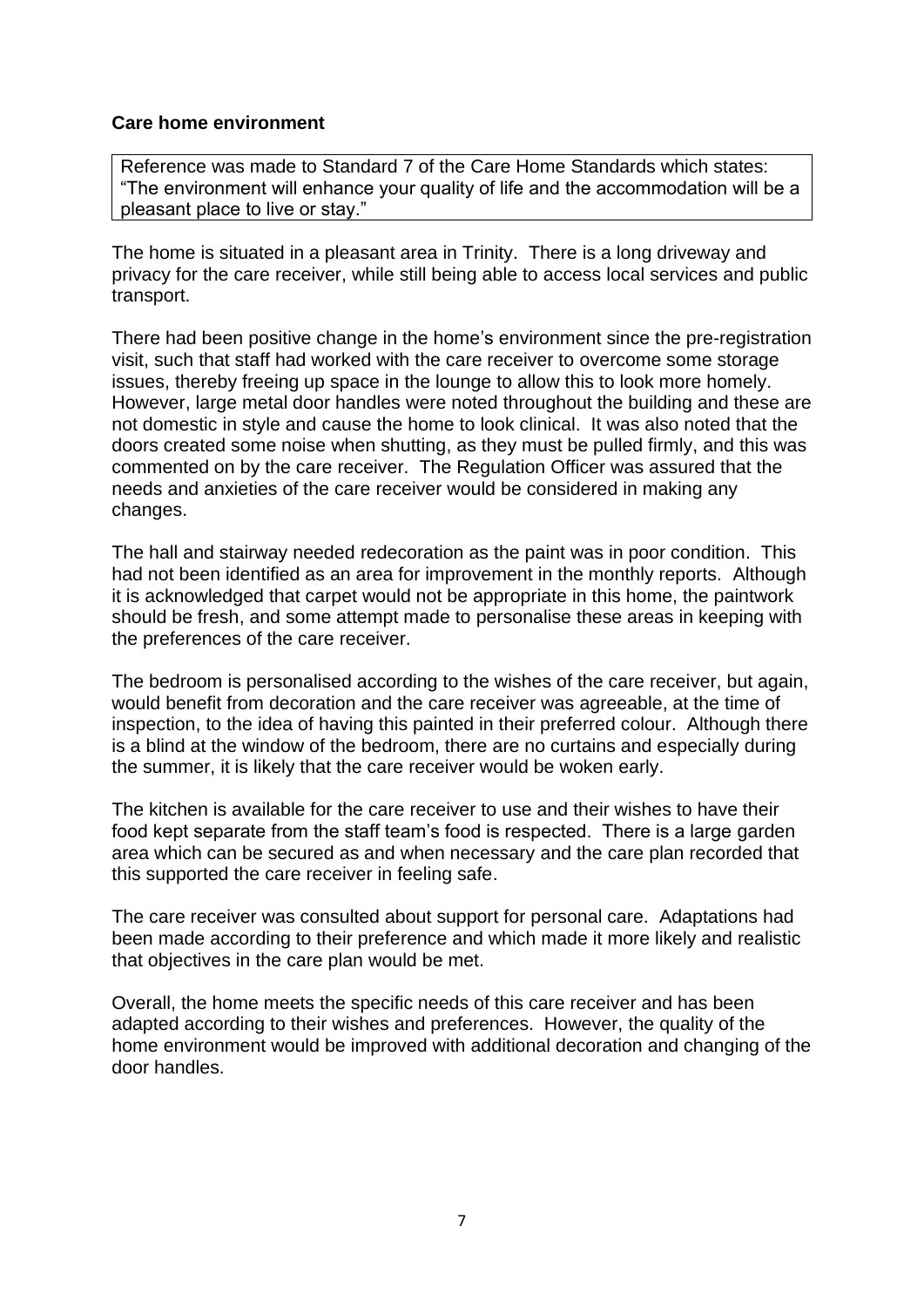**Care home environment**

Reference was made to Standard 7 of the Care Home Standards which states: "The environment will enhance your quality of life and the accommodation will be a pleasant place to live or stay."

The home is situated in a pleasant area in Trinity. There is a long driveway and privacy for the care receiver, while still being able to access local services and public transport.

There had been positive change in the home's environment since the pre-registration visit, such that staff had worked with the care receiver to overcome some storage issues, thereby freeing up space in the lounge to allow this to look more homely. However, large metal door handles were noted throughout the building and these are not domestic in style and cause the home to look clinical. It was also noted that the doors created some noise when shutting, as they must be pulled firmly, and this was commented on by the care receiver. The Regulation Officer was assured that the needs and anxieties of the care receiver would be considered in making any changes.

The hall and stairway needed redecoration as the paint was in poor condition. This had not been identified as an area for improvement in the monthly reports. Although it is acknowledged that carpet would not be appropriate in this home, the paintwork should be fresh, and some attempt made to personalise these areas in keeping with the preferences of the care receiver.

The bedroom is personalised according to the wishes of the care receiver, but again, would benefit from decoration and the care receiver was agreeable, at the time of inspection, to the idea of having this painted in their preferred colour. Although there is a blind at the window of the bedroom, there are no curtains and especially during the summer, it is likely that the care receiver would be woken early.

The kitchen is available for the care receiver to use and their wishes to have their food kept separate from the staff team's food is respected. There is a large garden area which can be secured as and when necessary and the care plan recorded that this supported the care receiver in feeling safe.

The care receiver was consulted about support for personal care. Adaptations had been made according to their preference and which made it more likely and realistic that objectives in the care plan would be met.

Overall, the home meets the specific needs of this care receiver and has been adapted according to their wishes and preferences. However, the quality of the home environment would be improved with additional decoration and changing of the door handles.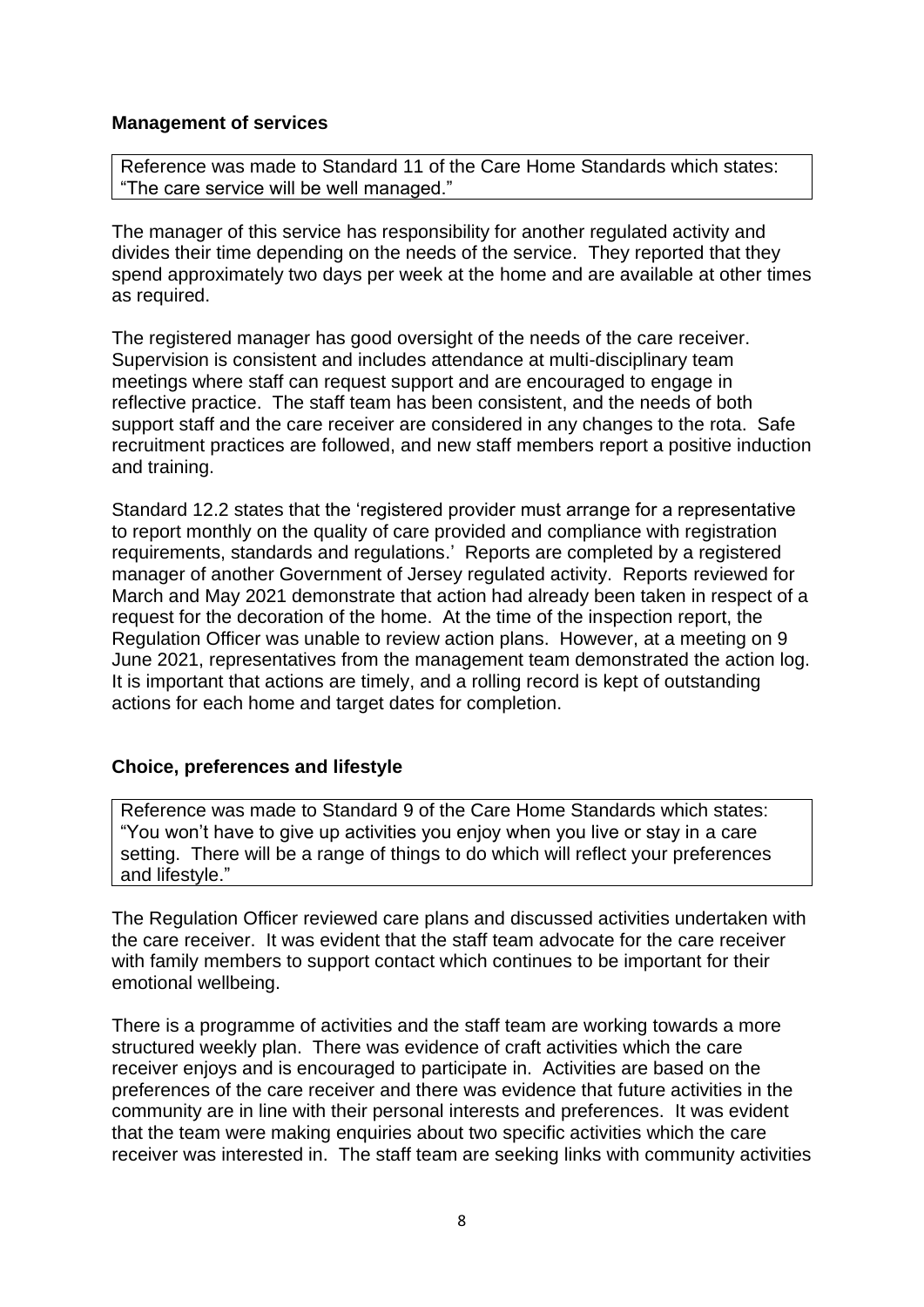## Management of services

> Reference was made to Standard 11 of the Care Home Standards which states: "The care service will be well managed."

The manager of this service has responsibility for another regulated activity and divides their time depending on the needs of the service. They reported that they spend approximately two days per week at the home and are available at other times as required.

The registered manager has good oversight of the needs of the care receiver. Supervision is consistent and includes attendance at multi-disciplinary team meetings where staff can request support and are encouraged to engage in reflective practice. The staff team has been consistent, and the needs of both support staff and the care receiver are considered in any changes to the rota. Safe recruitment practices are followed, and new staff members report a positive induction and training.

Standard 12.2 states that the 'registered provider must arrange for a representative to report monthly on the quality of care provided and compliance with registration requirements, standards and regulations.' Reports are completed by a registered manager of another Government of Jersey regulated activity. Reports reviewed for March and May 2021 demonstrate that action had already been taken in respect of a request for the decoration of the home. At the time of the inspection report, the Regulation Officer was unable to review action plans. However, at a meeting on 9 June 2021, representatives from the management team demonstrated the action log. It is important that actions are timely, and a rolling record is kept of outstanding actions for each home and target dates for completion.

## Choice, preferences and lifestyle

> Reference was made to Standard 9 of the Care Home Standards which states: "You won't have to give up activities you enjoy when you live or stay in a care setting. There will be a range of things to do which will reflect your preferences and lifestyle."

The Regulation Officer reviewed care plans and discussed activities undertaken with the care receiver. It was evident that the staff team advocate for the care receiver with family members to support contact which continues to be important for their emotional wellbeing.

There is a programme of activities and the staff team are working towards a more structured weekly plan. There was evidence of craft activities which the care receiver enjoys and is encouraged to participate in. Activities are based on the preferences of the care receiver and there was evidence that future activities in the community are in line with their personal interests and preferences. It was evident that the team were making enquiries about two specific activities which the care receiver was interested in. The staff team are seeking links with community activities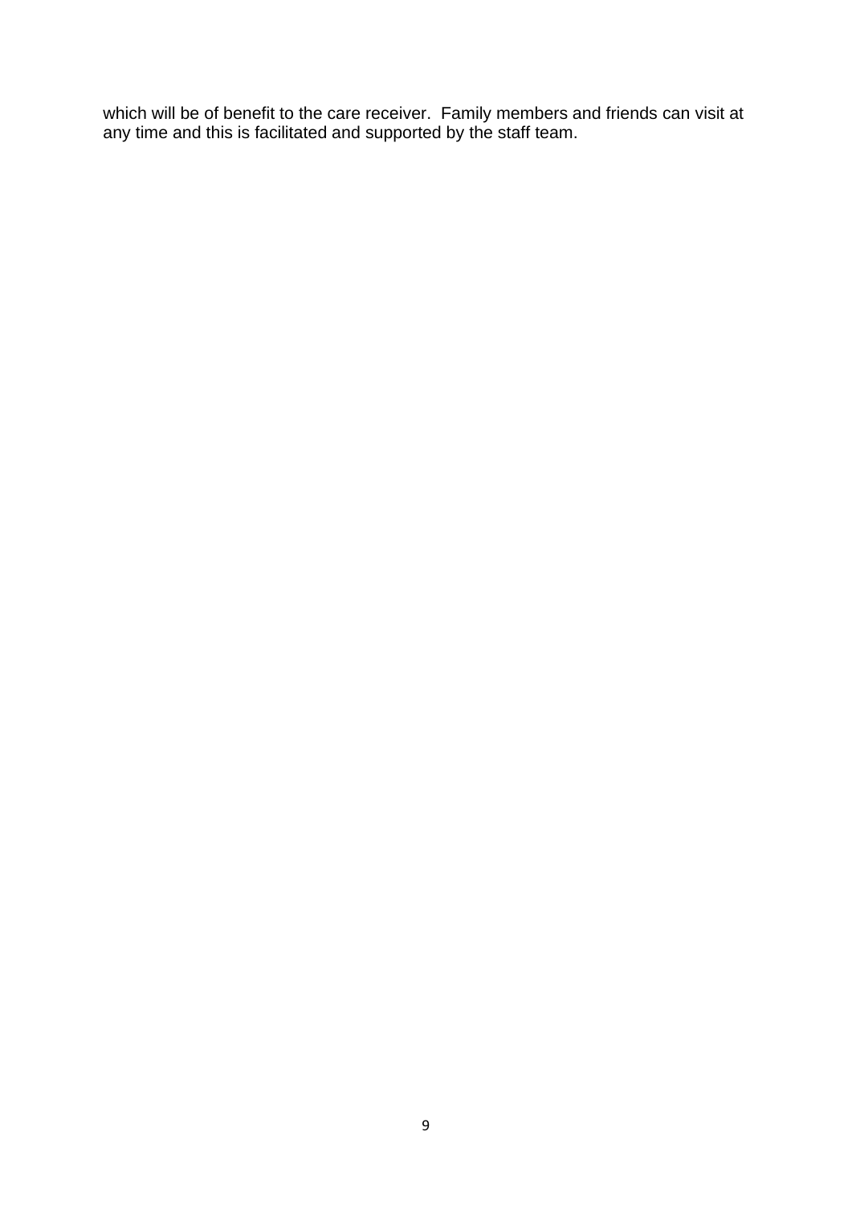which will be of benefit to the care receiver.  Family members and friends can visit at any time and this is facilitated and supported by the staff team.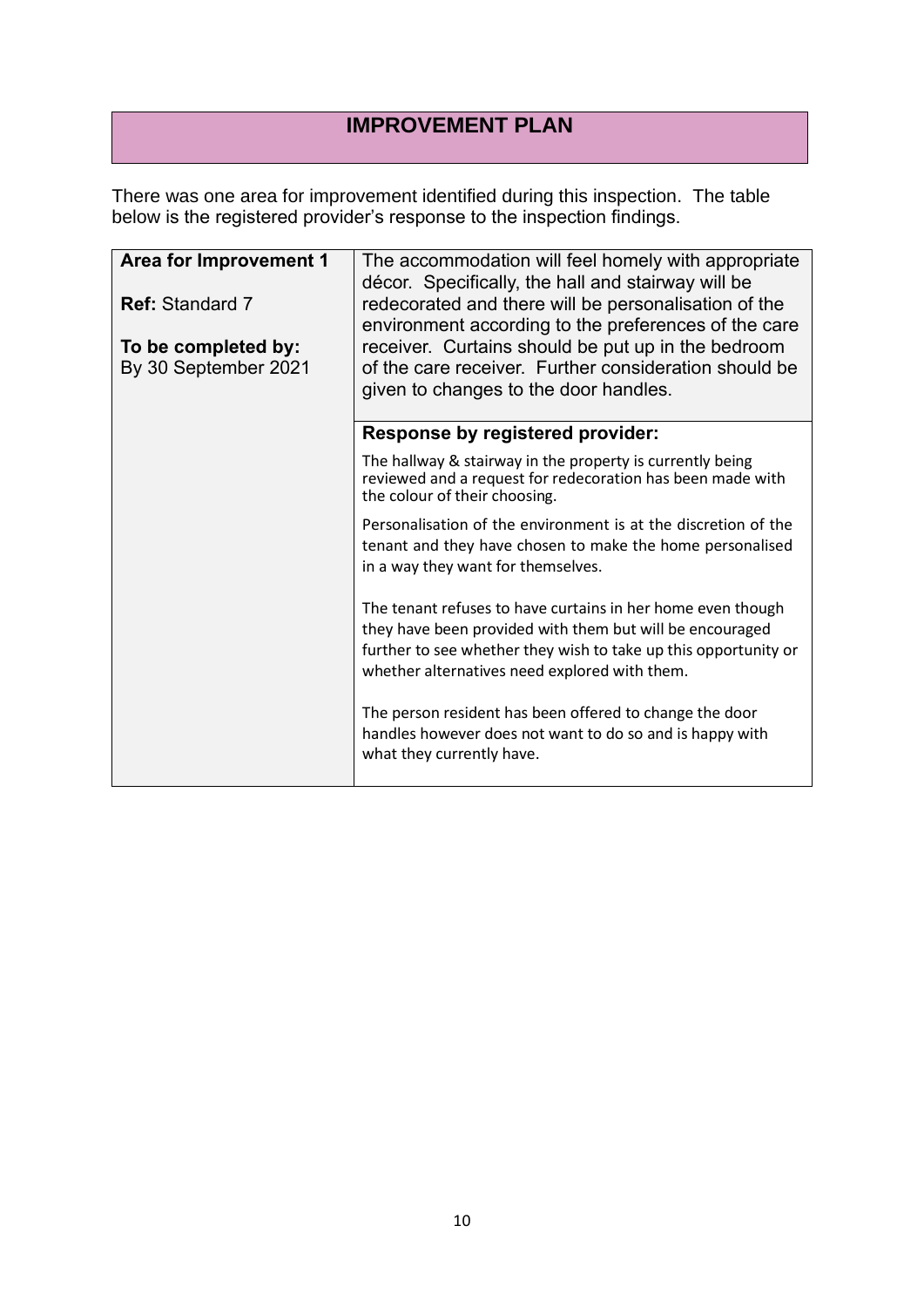# IMPROVEMENT PLAN

There was one area for improvement identified during this inspection. The table below is the registered provider's response to the inspection findings.

| | |
|---|---|
| **Area for Improvement 1**<br><br>**Ref:** Standard 7<br><br>**To be completed by:** By 30 September 2021 | The accommodation will feel homely with appropriate décor. Specifically, the hall and stairway will be redecorated and there will be personalisation of the environment according to the preferences of the care receiver. Curtains should be put up in the bedroom of the care receiver. Further consideration should be given to changes to the door handles. |
| | **Response by registered provider:**<br><br>The hallway & stairway in the property is currently being reviewed and a request for redecoration has been made with the colour of their choosing.<br><br>Personalisation of the environment is at the discretion of the tenant and they have chosen to make the home personalised in a way they want for themselves.<br><br>The tenant refuses to have curtains in her home even though they have been provided with them but will be encouraged further to see whether they wish to take up this opportunity or whether alternatives need explored with them.<br><br>The person resident has been offered to change the door handles however does not want to do so and is happy with what they currently have. |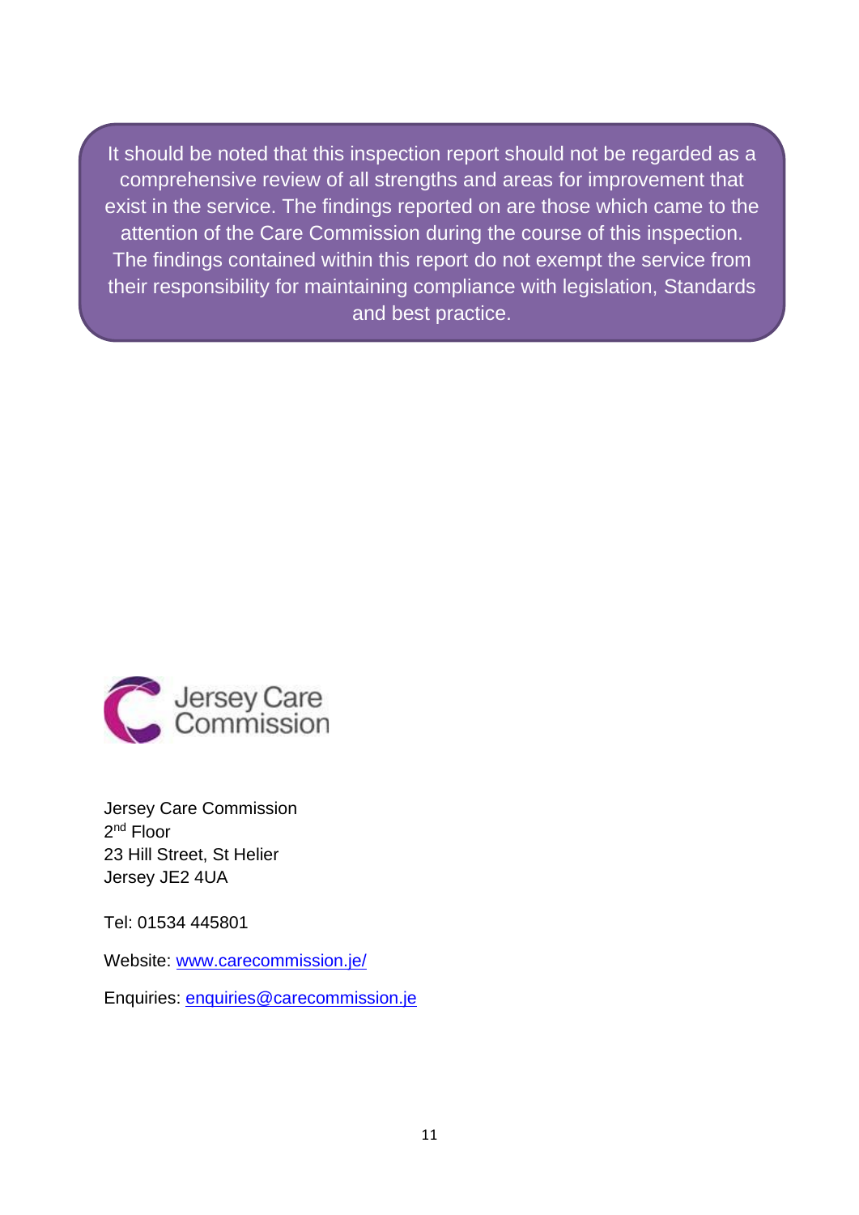It should be noted that this inspection report should not be regarded as a comprehensive review of all strengths and areas for improvement that exist in the service. The findings reported on are those which came to the attention of the Care Commission during the course of this inspection. The findings contained within this report do not exempt the service from their responsibility for maintaining compliance with legislation, Standards and best practice.

Jersey Care Commission

Jersey Care Commission
2nd Floor
23 Hill Street, St Helier
Jersey JE2 4UA

Tel: 01534 445801

Website: [www.carecommission.je/](www.carecommission.je/)

Enquiries: [enquiries@carecommission.je](mailto:enquiries@carecommission.je)